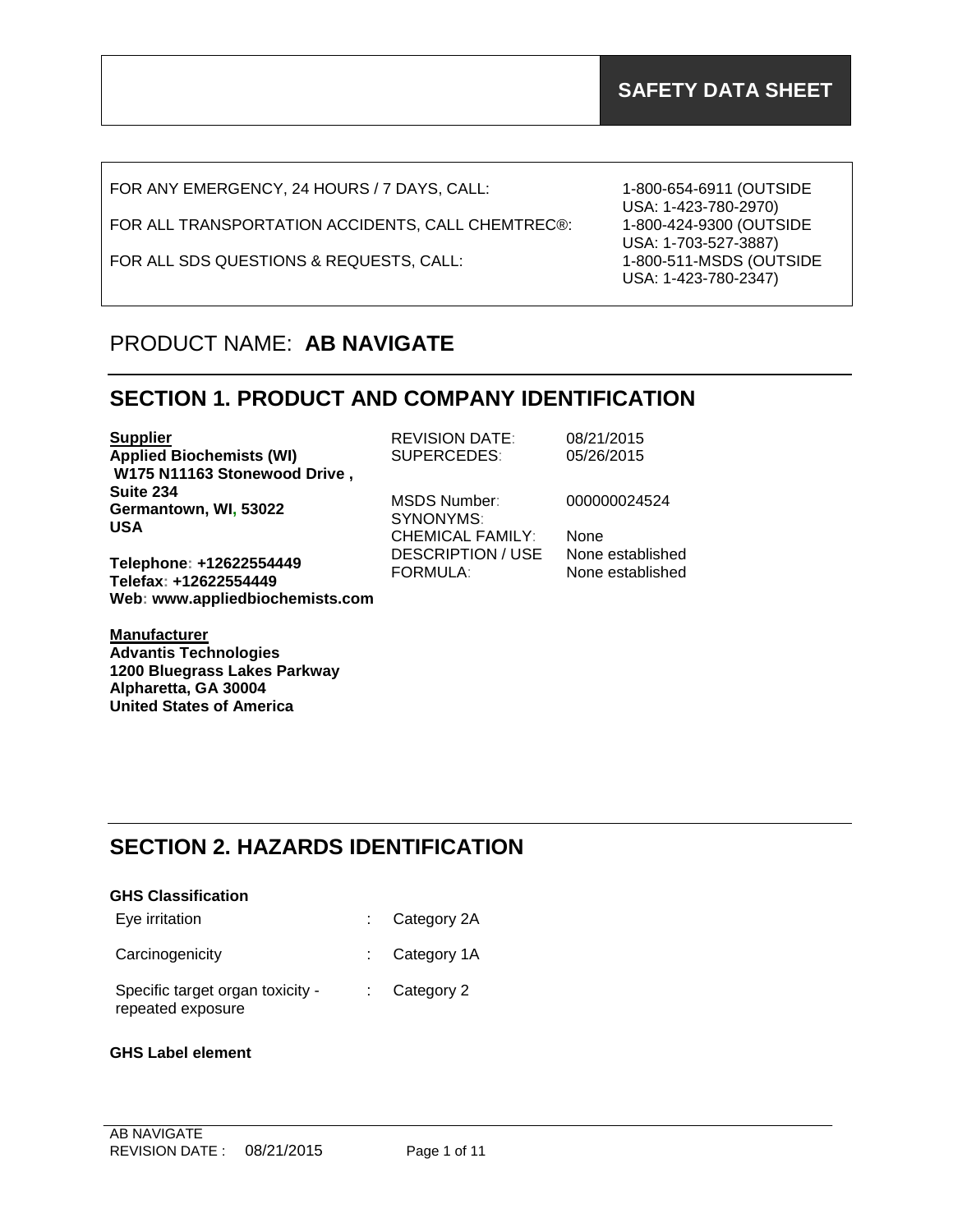# SAFETY DATA SHEET

| | |
|---|---|
| FOR ANY EMERGENCY, 24 HOURS / 7 DAYS, CALL: | 1-800-654-6911 (OUTSIDE USA: 1-423-780-2970) |
| FOR ALL TRANSPORTATION ACCIDENTS, CALL CHEMTREC®: | 1-800-424-9300 (OUTSIDE USA: 1-703-527-3887) |
| FOR ALL SDS QUESTIONS & REQUESTS, CALL: | 1-800-511-MSDS (OUTSIDE USA: 1-423-780-2347) |

## PRODUCT NAME: **AB NAVIGATE**

## SECTION 1. PRODUCT AND COMPANY IDENTIFICATION

**Supplier**
**Applied Biochemists (WI)**
**W175 N11163 Stonewood Drive , Suite 234**
**Germantown, WI, 53022**
**USA**

**Telephone: +12622554449**
**Telefax: +12622554449**
**Web: www.appliedbiochemists.com**

| | |
|---|---|
| REVISION DATE: | 08/21/2015 |
| SUPERCEDES: | 05/26/2015 |
| MSDS Number: | 000000024524 |
| SYNONYMS: | |
| CHEMICAL FAMILY: | None |
| DESCRIPTION / USE | None established |
| FORMULA: | None established |

**Manufacturer**
**Advantis Technologies**
**1200 Bluegrass Lakes Parkway**
**Alpharetta, GA 30004**
**United States of America**

## SECTION 2. HAZARDS IDENTIFICATION

**GHS Classification**

| | | |
|---|---|---|
| Eye irritation | : | Category 2A |
| Carcinogenicity | : | Category 1A |
| Specific target organ toxicity - repeated exposure | : | Category 2 |

**GHS Label element**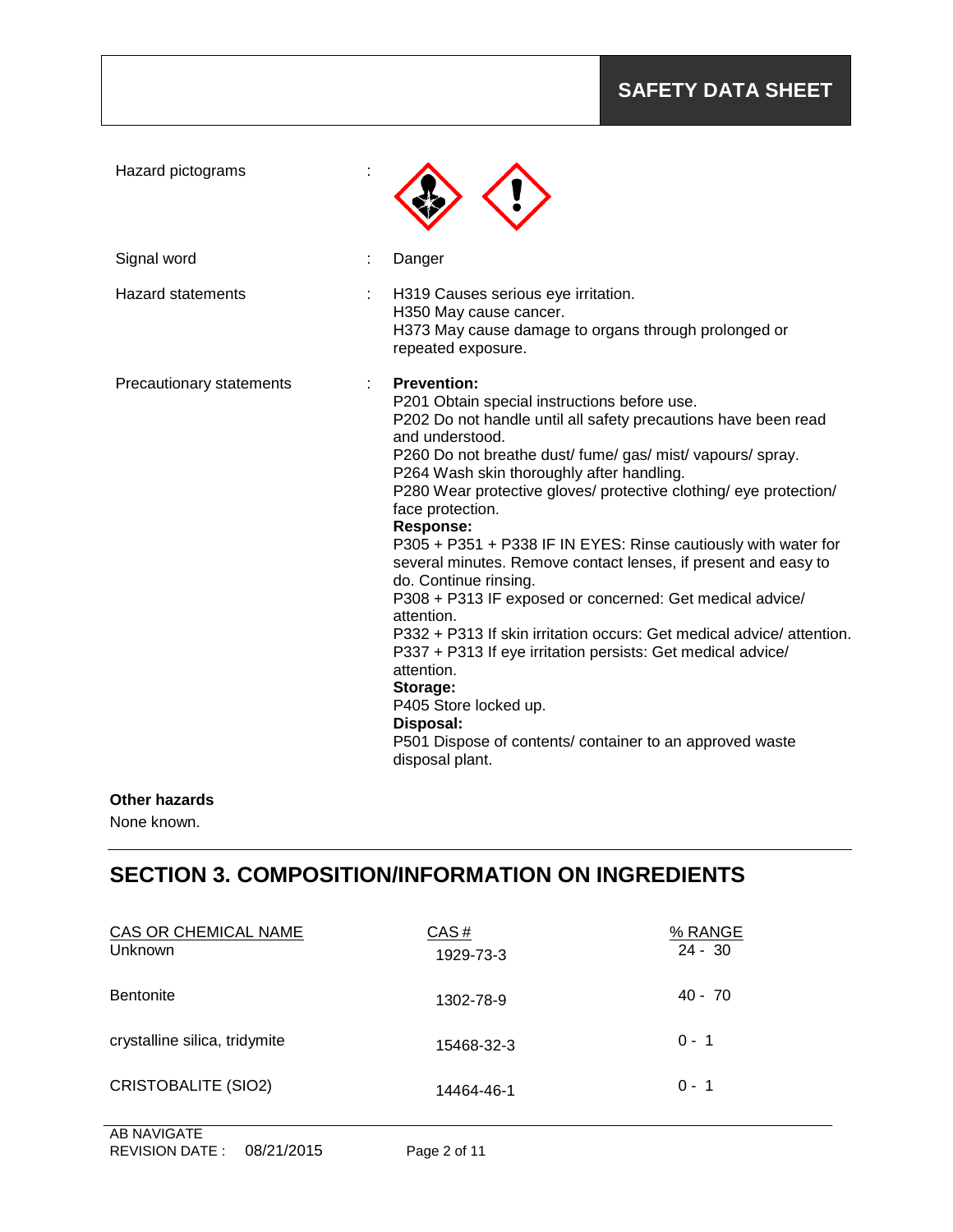Hazard pictograms :

Signal word : Danger

Hazard statements : H319 Causes serious eye irritation.
H350 May cause cancer.
H373 May cause damage to organs through prolonged or repeated exposure.

Precautionary statements : **Prevention:**
P201 Obtain special instructions before use.
P202 Do not handle until all safety precautions have been read and understood.
P260 Do not breathe dust/ fume/ gas/ mist/ vapours/ spray.
P264 Wash skin thoroughly after handling.
P280 Wear protective gloves/ protective clothing/ eye protection/ face protection.
**Response:**
P305 + P351 + P338 IF IN EYES: Rinse cautiously with water for several minutes. Remove contact lenses, if present and easy to do. Continue rinsing.
P308 + P313 IF exposed or concerned: Get medical advice/ attention.
P332 + P313 If skin irritation occurs: Get medical advice/ attention.
P337 + P313 If eye irritation persists: Get medical advice/ attention.
**Storage:**
P405 Store locked up.
**Disposal:**
P501 Dispose of contents/ container to an approved waste disposal plant.

**Other hazards**

None known.

## SECTION 3. COMPOSITION/INFORMATION ON INGREDIENTS

| CAS OR CHEMICAL NAME | CAS # | % RANGE |
|---|---|---|
| Unknown | 1929-73-3 | 24 - 30 |
| Bentonite | 1302-78-9 | 40 - 70 |
| crystalline silica, tridymite | 15468-32-3 | 0 - 1 |
| CRISTOBALITE (SIO2) | 14464-46-1 | 0 - 1 |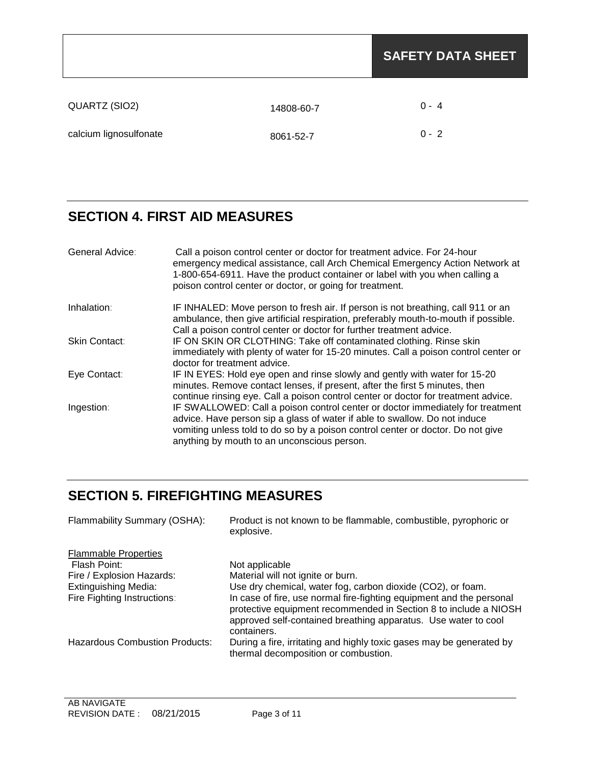| | | |
|---|---|---|
| QUARTZ (SIO2) | 14808-60-7 | 0 - 4 |
| calcium lignosulfonate | 8061-52-7 | 0 - 2 |

## SECTION 4. FIRST AID MEASURES

| | |
|---|---|
| General Advice: | Call a poison control center or doctor for treatment advice. For 24-hour emergency medical assistance, call Arch Chemical Emergency Action Network at 1-800-654-6911. Have the product container or label with you when calling a poison control center or doctor, or going for treatment. |
| Inhalation: | IF INHALED: Move person to fresh air. If person is not breathing, call 911 or an ambulance, then give artificial respiration, preferably mouth-to-mouth if possible. Call a poison control center or doctor for further treatment advice. |
| Skin Contact: | IF ON SKIN OR CLOTHING: Take off contaminated clothing. Rinse skin immediately with plenty of water for 15-20 minutes. Call a poison control center or doctor for treatment advice. |
| Eye Contact: | IF IN EYES: Hold eye open and rinse slowly and gently with water for 15-20 minutes. Remove contact lenses, if present, after the first 5 minutes, then continue rinsing eye. Call a poison control center or doctor for treatment advice. |
| Ingestion: | IF SWALLOWED: Call a poison control center or doctor immediately for treatment advice. Have person sip a glass of water if able to swallow. Do not induce vomiting unless told to do so by a poison control center or doctor. Do not give anything by mouth to an unconscious person. |

## SECTION 5. FIREFIGHTING MEASURES

| | |
|---|---|
| Flammability Summary (OSHA): | Product is not known to be flammable, combustible, pyrophoric or explosive. |
| Flammable Properties | |
| Flash Point: | Not applicable |
| Fire / Explosion Hazards: | Material will not ignite or burn. |
| Extinguishing Media: | Use dry chemical, water fog, carbon dioxide (CO2), or foam. |
| Fire Fighting Instructions: | In case of fire, use normal fire-fighting equipment and the personal protective equipment recommended in Section 8 to include a NIOSH approved self-contained breathing apparatus. Use water to cool containers. |
| Hazardous Combustion Products: | During a fire, irritating and highly toxic gases may be generated by thermal decomposition or combustion. |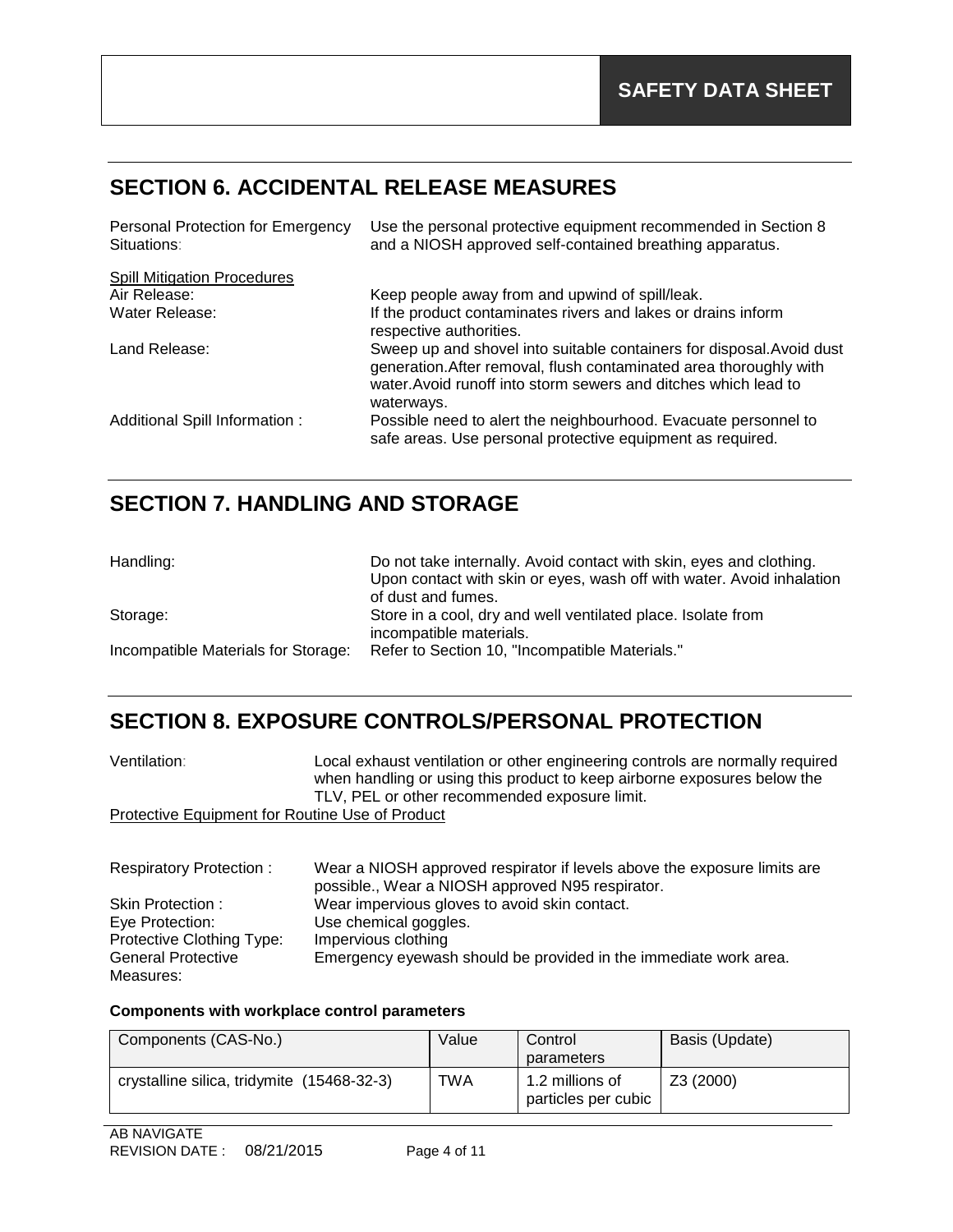**SAFETY DATA SHEET**

## SECTION 6. ACCIDENTAL RELEASE MEASURES

Personal Protection for Emergency Situations: Use the personal protective equipment recommended in Section 8 and a NIOSH approved self-contained breathing apparatus.

Spill Mitigation Procedures

Air Release: Keep people away from and upwind of spill/leak.

Water Release: If the product contaminates rivers and lakes or drains inform respective authorities.

Land Release: Sweep up and shovel into suitable containers for disposal.Avoid dust generation.After removal, flush contaminated area thoroughly with water.Avoid runoff into storm sewers and ditches which lead to waterways.

Additional Spill Information : Possible need to alert the neighbourhood. Evacuate personnel to safe areas. Use personal protective equipment as required.

## SECTION 7. HANDLING AND STORAGE

Handling: Do not take internally. Avoid contact with skin, eyes and clothing. Upon contact with skin or eyes, wash off with water. Avoid inhalation of dust and fumes.

Storage: Store in a cool, dry and well ventilated place. Isolate from incompatible materials.

Incompatible Materials for Storage: Refer to Section 10, "Incompatible Materials."

## SECTION 8. EXPOSURE CONTROLS/PERSONAL PROTECTION

Ventilation: Local exhaust ventilation or other engineering controls are normally required when handling or using this product to keep airborne exposures below the TLV, PEL or other recommended exposure limit.

Protective Equipment for Routine Use of Product

Respiratory Protection : Wear a NIOSH approved respirator if levels above the exposure limits are possible., Wear a NIOSH approved N95 respirator.

Skin Protection : Wear impervious gloves to avoid skin contact.

Eye Protection: Use chemical goggles.

Protective Clothing Type: Impervious clothing

General Protective Measures: Emergency eyewash should be provided in the immediate work area.

**Components with workplace control parameters**

| Components (CAS-No.) | Value | Control parameters | Basis (Update) |
|---|---|---|---|
| crystalline silica, tridymite (15468-32-3) | TWA | 1.2 millions of particles per cubic | Z3 (2000) |

AB NAVIGATE
REVISION DATE : 08/21/2015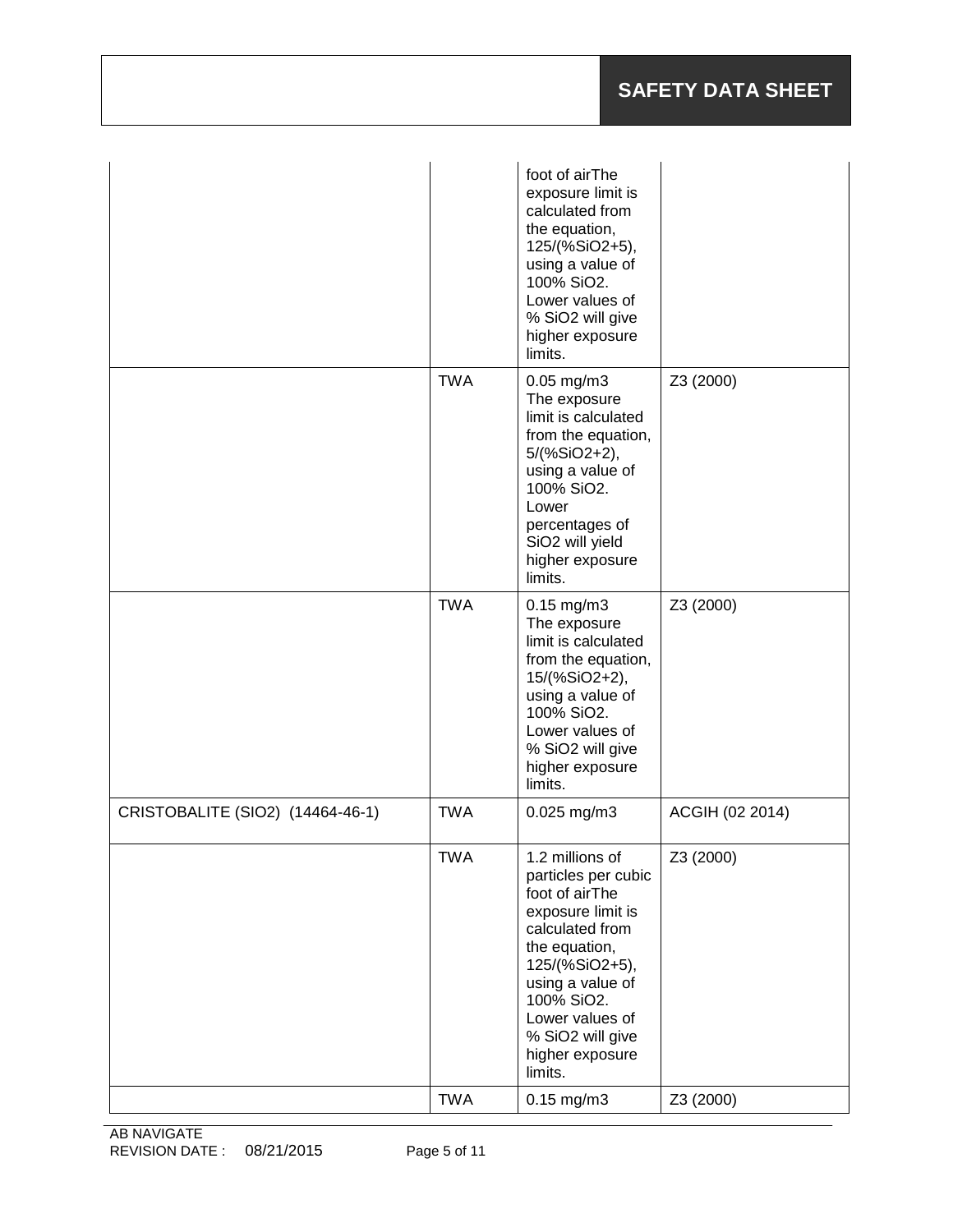| | | | |
|---|---|---|---|
| | | foot of airThe exposure limit is calculated from the equation, 125/(%SiO2+5), using a value of 100% SiO2. Lower values of % SiO2 will give higher exposure limits. | |
| | TWA | 0.05 mg/m3 The exposure limit is calculated from the equation, 5/(%SiO2+2), using a value of 100% SiO2. Lower percentages of SiO2 will yield higher exposure limits. | Z3 (2000) |
| | TWA | 0.15 mg/m3 The exposure limit is calculated from the equation, 15/(%SiO2+2), using a value of 100% SiO2. Lower values of % SiO2 will give higher exposure limits. | Z3 (2000) |
| CRISTOBALITE (SIO2) (14464-46-1) | TWA | 0.025 mg/m3 | ACGIH (02 2014) |
| | TWA | 1.2 millions of particles per cubic foot of airThe exposure limit is calculated from the equation, 125/(%SiO2+5), using a value of 100% SiO2. Lower values of % SiO2 will give higher exposure limits. | Z3 (2000) |
| | TWA | 0.15 mg/m3 | Z3 (2000) |

AB NAVIGATE
REVISION DATE : 08/21/2015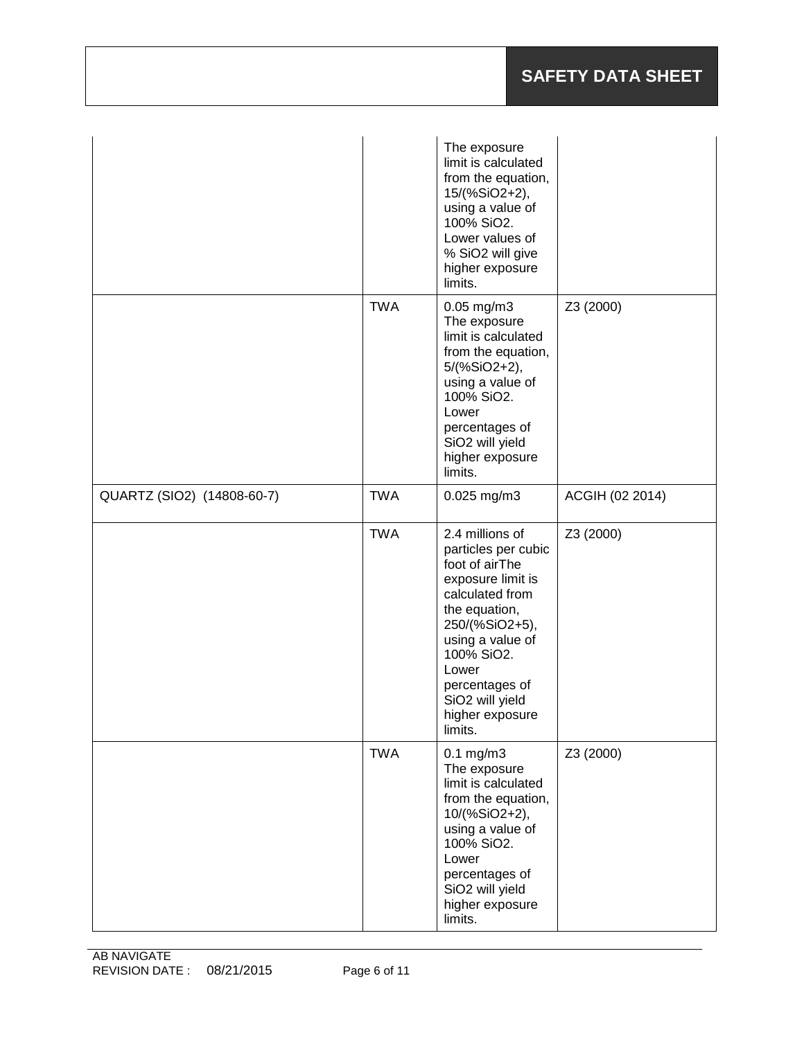| | | | |
|---|---|---|---|
| | | The exposure limit is calculated from the equation, 15/(%SiO2+2), using a value of 100% SiO2. Lower values of % SiO2 will give higher exposure limits. | |
| | TWA | 0.05 mg/m3 The exposure limit is calculated from the equation, 5/(%SiO2+2), using a value of 100% SiO2. Lower percentages of SiO2 will yield higher exposure limits. | Z3 (2000) |
| QUARTZ (SIO2) (14808-60-7) | TWA | 0.025 mg/m3 | ACGIH (02 2014) |
| | TWA | 2.4 millions of particles per cubic foot of airThe exposure limit is calculated from the equation, 250/(%SiO2+5), using a value of 100% SiO2. Lower percentages of SiO2 will yield higher exposure limits. | Z3 (2000) |
| | TWA | 0.1 mg/m3 The exposure limit is calculated from the equation, 10/(%SiO2+2), using a value of 100% SiO2. Lower percentages of SiO2 will yield higher exposure limits. | Z3 (2000) |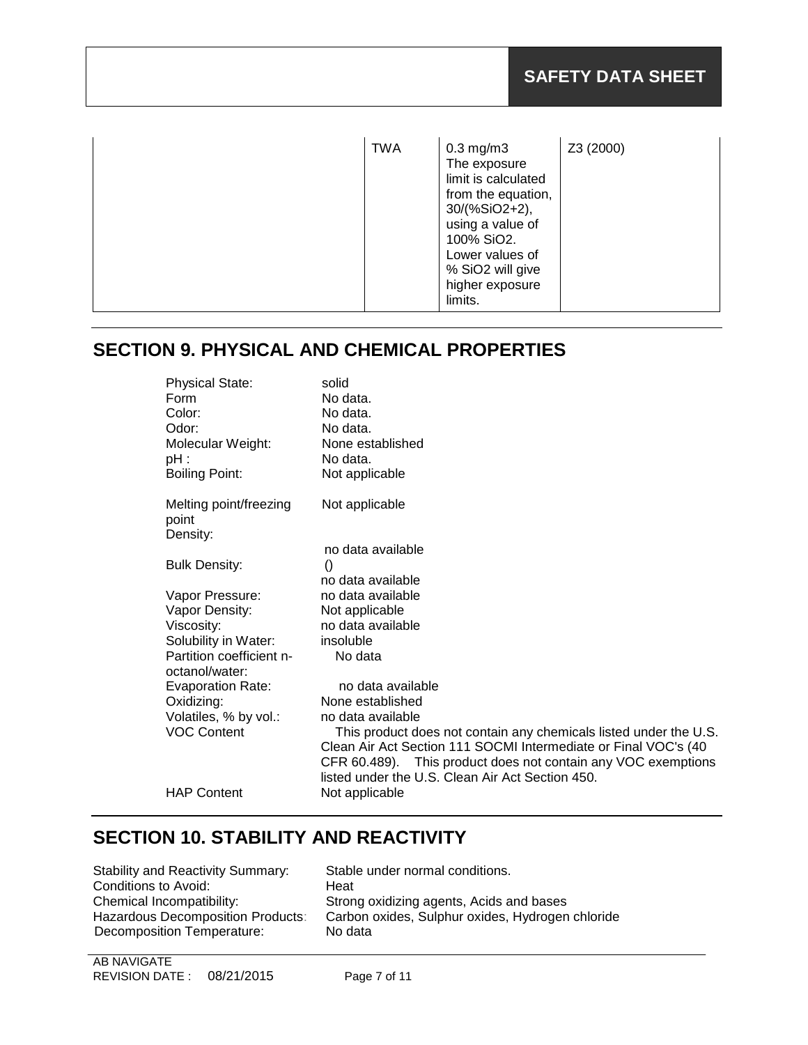| | TWA | 0.3 mg/m3 The exposure limit is calculated from the equation, 30/(%SiO2+2), using a value of 100% SiO2. Lower values of % SiO2 will give higher exposure limits. | Z3 (2000) |
|---|---|---|---|

## SECTION 9. PHYSICAL AND CHEMICAL PROPERTIES

| | |
|---|---|
| Physical State: | solid |
| Form | No data. |
| Color: | No data. |
| Odor: | No data. |
| Molecular Weight: | None established |
| pH : | No data. |
| Boiling Point: | Not applicable |
| Melting point/freezing point | Not applicable |
| Density: | no data available |
| Bulk Density: | () no data available |
| Vapor Pressure: | no data available |
| Vapor Density: | Not applicable |
| Viscosity: | no data available |
| Solubility in Water: | insoluble |
| Partition coefficient n-octanol/water: | No data |
| Evaporation Rate: | no data available |
| Oxidizing: | None established |
| Volatiles, % by vol.: | no data available |
| VOC Content | This product does not contain any chemicals listed under the U.S. Clean Air Act Section 111 SOCMI Intermediate or Final VOC's (40 CFR 60.489). This product does not contain any VOC exemptions listed under the U.S. Clean Air Act Section 450. |
| HAP Content | Not applicable |

## SECTION 10. STABILITY AND REACTIVITY

| | |
|---|---|
| Stability and Reactivity Summary: | Stable under normal conditions. |
| Conditions to Avoid: | Heat |
| Chemical Incompatibility: | Strong oxidizing agents, Acids and bases |
| Hazardous Decomposition Products: | Carbon oxides, Sulphur oxides, Hydrogen chloride |
| Decomposition Temperature: | No data |

AB NAVIGATE
REVISION DATE : 08/21/2015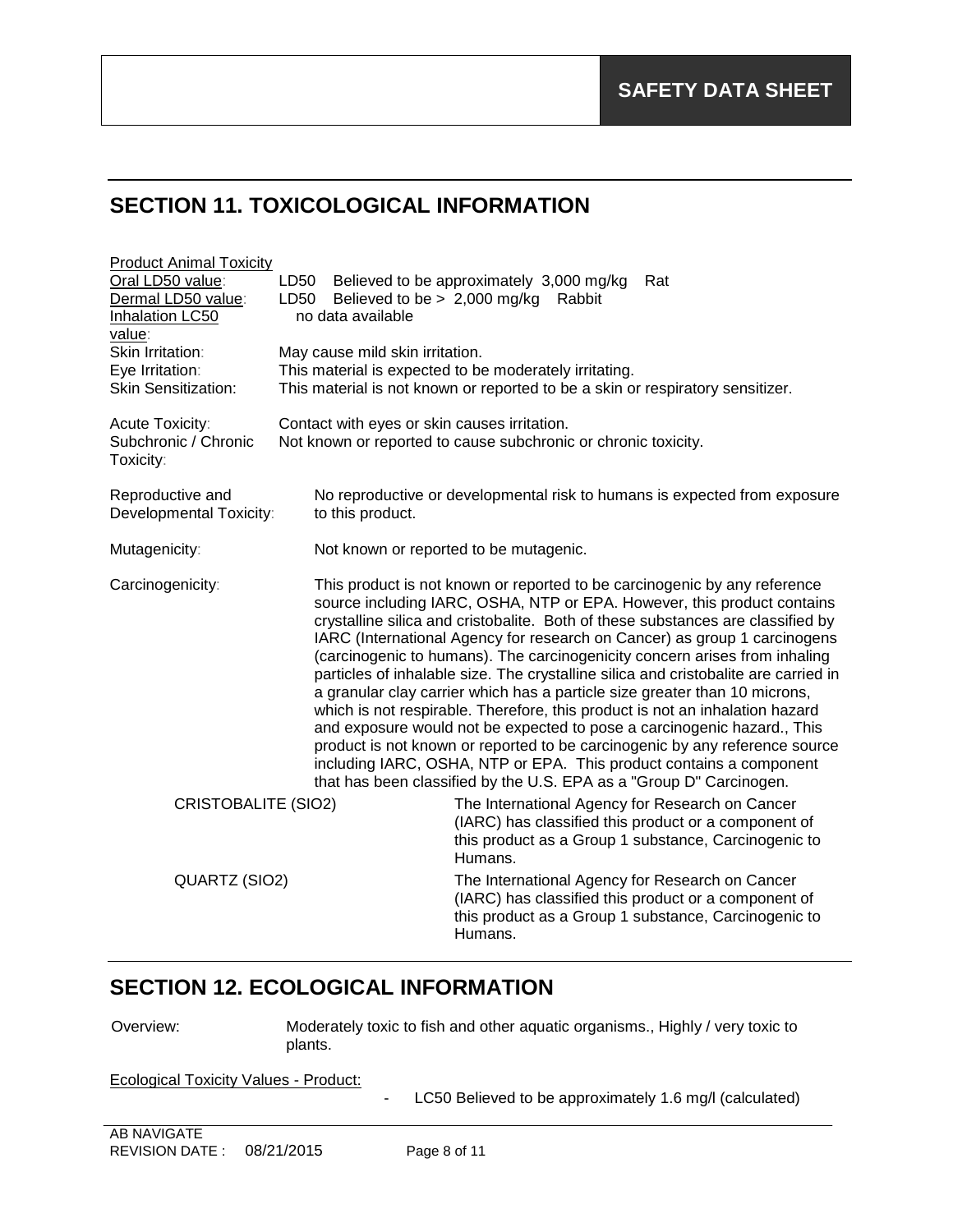## SECTION 11. TOXICOLOGICAL INFORMATION

**Product Animal Toxicity**

| | |
|---|---|
| Oral LD50 value: | LD50 Believed to be approximately 3,000 mg/kg Rat |
| Dermal LD50 value: | LD50 Believed to be > 2,000 mg/kg Rabbit |
| Inhalation LC50 value: | no data available |
| Skin Irritation: | May cause mild skin irritation. |
| Eye Irritation: | This material is expected to be moderately irritating. |
| Skin Sensitization: | This material is not known or reported to be a skin or respiratory sensitizer. |
| Acute Toxicity: | Contact with eyes or skin causes irritation. |
| Subchronic / Chronic Toxicity: | Not known or reported to cause subchronic or chronic toxicity. |
| Reproductive and Developmental Toxicity: | No reproductive or developmental risk to humans is expected from exposure to this product. |
| Mutagenicity: | Not known or reported to be mutagenic. |
| Carcinogenicity: | This product is not known or reported to be carcinogenic by any reference source including IARC, OSHA, NTP or EPA. However, this product contains crystalline silica and cristobalite. Both of these substances are classified by IARC (International Agency for research on Cancer) as group 1 carcinogens (carcinogenic to humans). The carcinogenicity concern arises from inhaling particles of inhalable size. The crystalline silica and cristobalite are carried in a granular clay carrier which has a particle size greater than 10 microns, which is not respirable. Therefore, this product is not an inhalation hazard and exposure would not be expected to pose a carcinogenic hazard., This product is not known or reported to be carcinogenic by any reference source including IARC, OSHA, NTP or EPA. This product contains a component that has been classified by the U.S. EPA as a "Group D" Carcinogen. |

| | |
|---|---|
| CRISTOBALITE (SIO2) | The International Agency for Research on Cancer (IARC) has classified this product or a component of this product as a Group 1 substance, Carcinogenic to Humans. |
| QUARTZ (SIO2) | The International Agency for Research on Cancer (IARC) has classified this product or a component of this product as a Group 1 substance, Carcinogenic to Humans. |

## SECTION 12. ECOLOGICAL INFORMATION

Overview: Moderately toxic to fish and other aquatic organisms., Highly / very toxic to plants.

**Ecological Toxicity Values - Product:**

- LC50 Believed to be approximately 1.6 mg/l (calculated)

AB NAVIGATE
REVISION DATE : 08/21/2015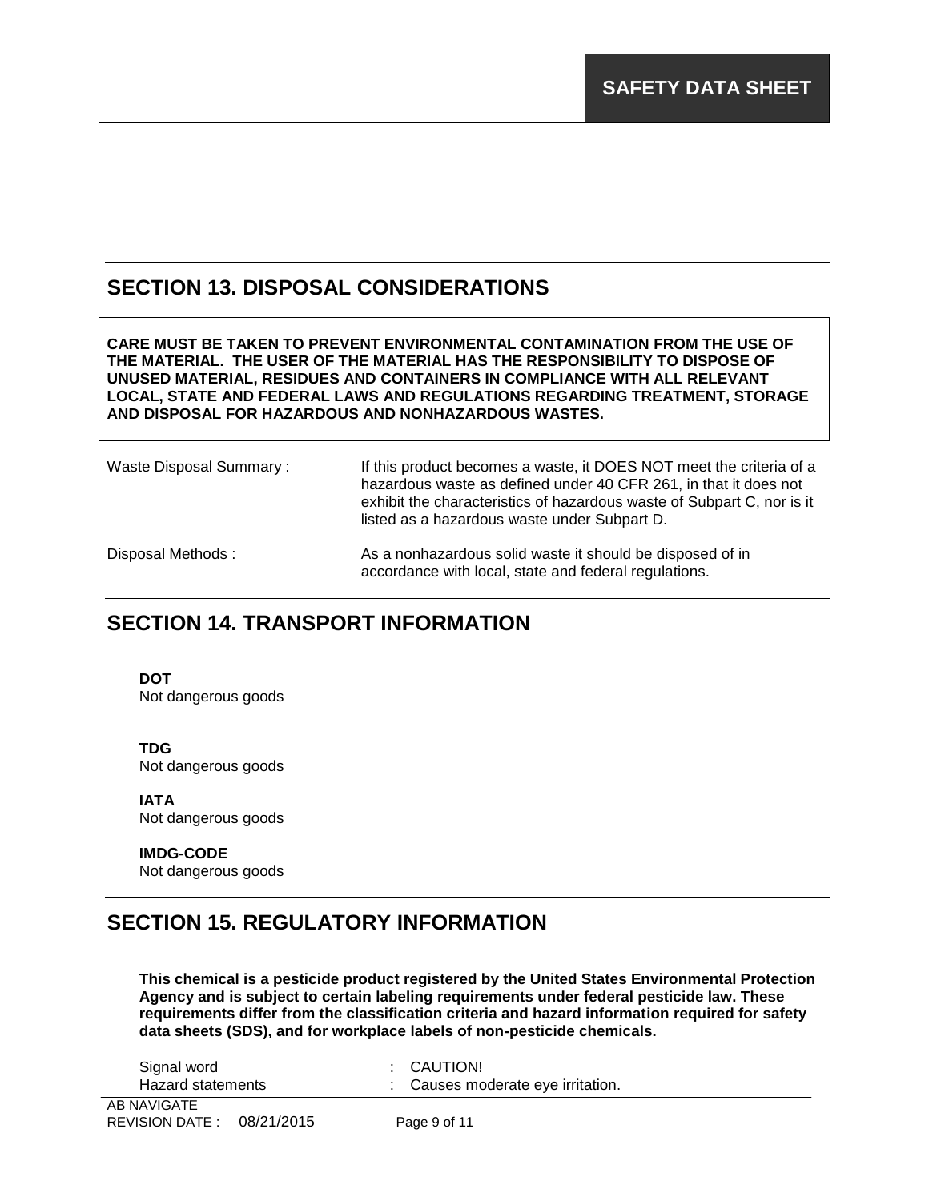## SECTION 13. DISPOSAL CONSIDERATIONS

**CARE MUST BE TAKEN TO PREVENT ENVIRONMENTAL CONTAMINATION FROM THE USE OF THE MATERIAL. THE USER OF THE MATERIAL HAS THE RESPONSIBILITY TO DISPOSE OF UNUSED MATERIAL, RESIDUES AND CONTAINERS IN COMPLIANCE WITH ALL RELEVANT LOCAL, STATE AND FEDERAL LAWS AND REGULATIONS REGARDING TREATMENT, STORAGE AND DISPOSAL FOR HAZARDOUS AND NONHAZARDOUS WASTES.**

Waste Disposal Summary : If this product becomes a waste, it DOES NOT meet the criteria of a hazardous waste as defined under 40 CFR 261, in that it does not exhibit the characteristics of hazardous waste of Subpart C, nor is it listed as a hazardous waste under Subpart D.

Disposal Methods : As a nonhazardous solid waste it should be disposed of in accordance with local, state and federal regulations.

## SECTION 14. TRANSPORT INFORMATION

**DOT**
Not dangerous goods

**TDG**
Not dangerous goods

**IATA**
Not dangerous goods

**IMDG-CODE**
Not dangerous goods

## SECTION 15. REGULATORY INFORMATION

**This chemical is a pesticide product registered by the United States Environmental Protection Agency and is subject to certain labeling requirements under federal pesticide law. These requirements differ from the classification criteria and hazard information required for safety data sheets (SDS), and for workplace labels of non-pesticide chemicals.**

Signal word : CAUTION!
Hazard statements : Causes moderate eye irritation.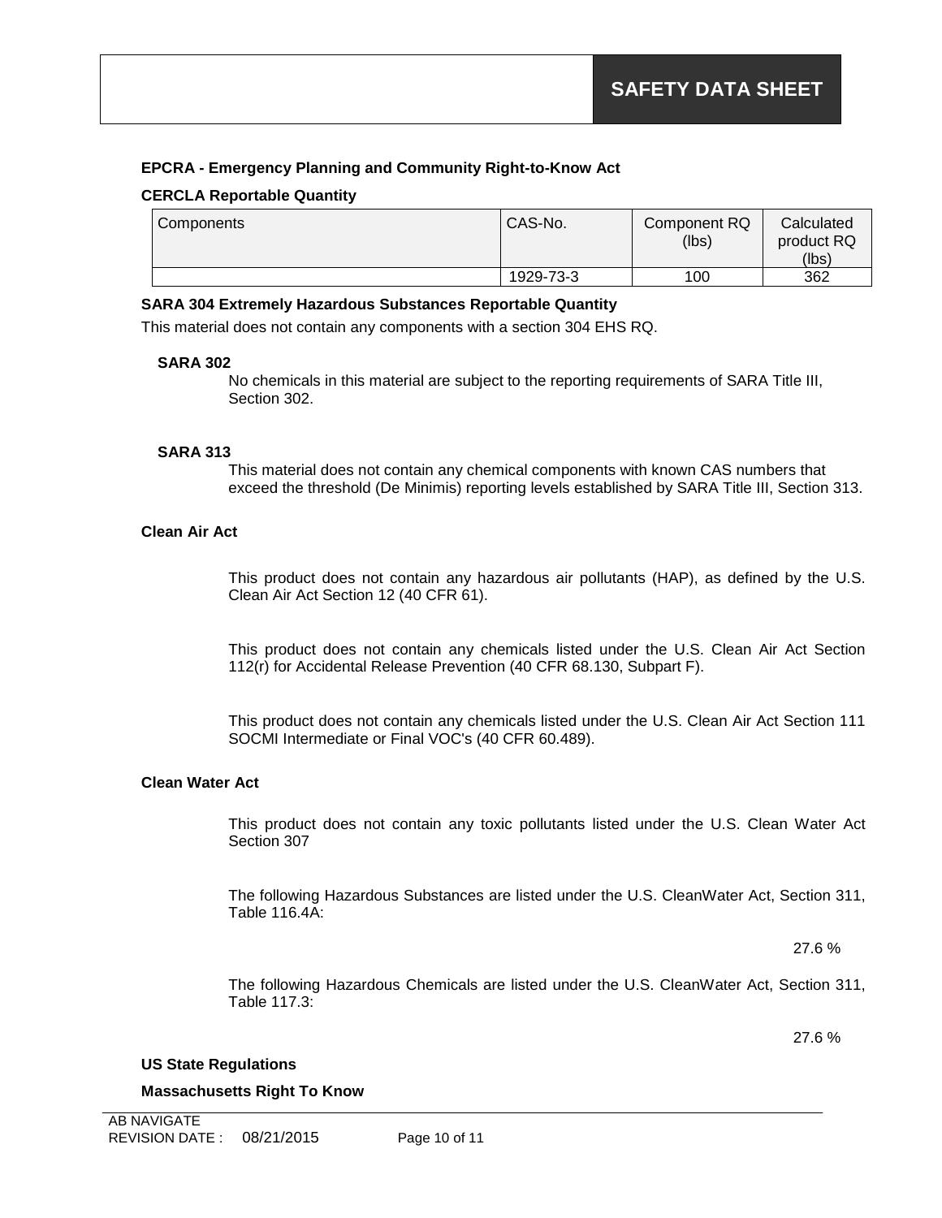## EPCRA - Emergency Planning and Community Right-to-Know Act

### CERCLA Reportable Quantity

| Components | CAS-No. | Component RQ (lbs) | Calculated product RQ (lbs) |
|---|---|---|---|
| | 1929-73-3 | 100 | 362 |

### SARA 304 Extremely Hazardous Substances Reportable Quantity

This material does not contain any components with a section 304 EHS RQ.

**SARA 302**

No chemicals in this material are subject to the reporting requirements of SARA Title III, Section 302.

**SARA 313**

This material does not contain any chemical components with known CAS numbers that exceed the threshold (De Minimis) reporting levels established by SARA Title III, Section 313.

### Clean Air Act

This product does not contain any hazardous air pollutants (HAP), as defined by the U.S. Clean Air Act Section 12 (40 CFR 61).

This product does not contain any chemicals listed under the U.S. Clean Air Act Section 112(r) for Accidental Release Prevention (40 CFR 68.130, Subpart F).

This product does not contain any chemicals listed under the U.S. Clean Air Act Section 111 SOCMI Intermediate or Final VOC's (40 CFR 60.489).

### Clean Water Act

This product does not contain any toxic pollutants listed under the U.S. Clean Water Act Section 307

The following Hazardous Substances are listed under the U.S. CleanWater Act, Section 311, Table 116.4A:

27.6 %

The following Hazardous Chemicals are listed under the U.S. CleanWater Act, Section 311, Table 117.3:

27.6 %

### US State Regulations

### Massachusetts Right To Know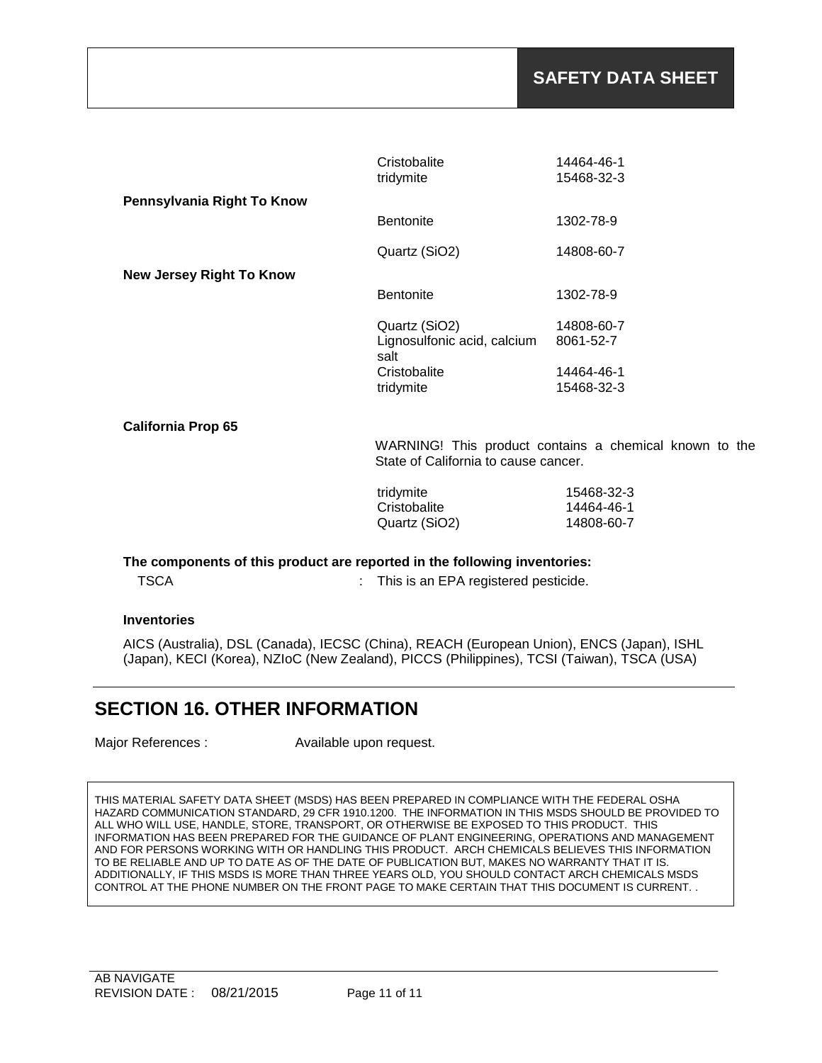| | | |
|---|---|---|
| | Cristobalite | 14464-46-1 |
| | tridymite | 15468-32-3 |
| **Pennsylvania Right To Know** | | |
| | Bentonite | 1302-78-9 |
| | Quartz (SiO2) | 14808-60-7 |
| **New Jersey Right To Know** | | |
| | Bentonite | 1302-78-9 |
| | Quartz (SiO2) | 14808-60-7 |
| | Lignosulfonic acid, calcium salt | 8061-52-7 |
| | Cristobalite | 14464-46-1 |
| | tridymite | 15468-32-3 |

**California Prop 65**

WARNING! This product contains a chemical known to the State of California to cause cancer.

| | |
|---|---|
| tridymite | 15468-32-3 |
| Cristobalite | 14464-46-1 |
| Quartz (SiO2) | 14808-60-7 |

**The components of this product are reported in the following inventories:**

TSCA : This is an EPA registered pesticide.

**Inventories**

AICS (Australia), DSL (Canada), IECSC (China), REACH (European Union), ENCS (Japan), ISHL (Japan), KECI (Korea), NZIoC (New Zealand), PICCS (Philippines), TCSI (Taiwan), TSCA (USA)

## SECTION 16. OTHER INFORMATION

Major References : Available upon request.

THIS MATERIAL SAFETY DATA SHEET (MSDS) HAS BEEN PREPARED IN COMPLIANCE WITH THE FEDERAL OSHA HAZARD COMMUNICATION STANDARD, 29 CFR 1910.1200. THE INFORMATION IN THIS MSDS SHOULD BE PROVIDED TO ALL WHO WILL USE, HANDLE, STORE, TRANSPORT, OR OTHERWISE BE EXPOSED TO THIS PRODUCT. THIS INFORMATION HAS BEEN PREPARED FOR THE GUIDANCE OF PLANT ENGINEERING, OPERATIONS AND MANAGEMENT AND FOR PERSONS WORKING WITH OR HANDLING THIS PRODUCT. ARCH CHEMICALS BELIEVES THIS INFORMATION TO BE RELIABLE AND UP TO DATE AS OF THE DATE OF PUBLICATION BUT, MAKES NO WARRANTY THAT IT IS. ADDITIONALLY, IF THIS MSDS IS MORE THAN THREE YEARS OLD, YOU SHOULD CONTACT ARCH CHEMICALS MSDS CONTROL AT THE PHONE NUMBER ON THE FRONT PAGE TO MAKE CERTAIN THAT THIS DOCUMENT IS CURRENT. .